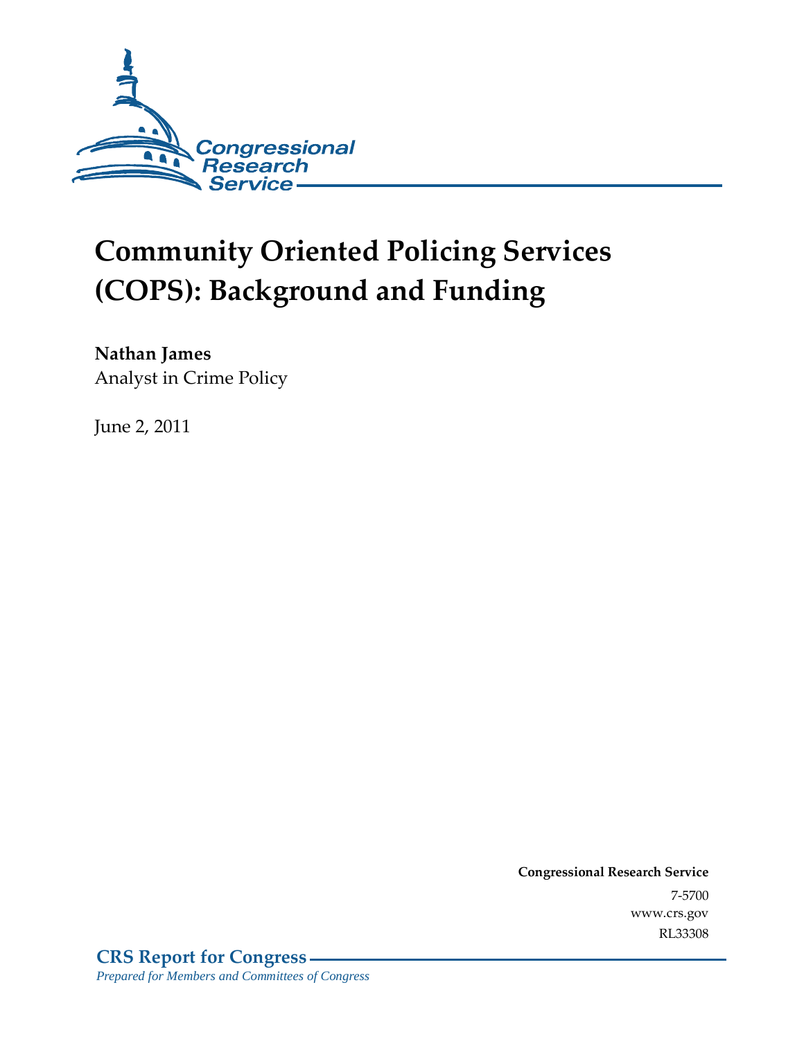Congressional Research Service

# Community Oriented Policing Services (COPS): Background and Funding

**Nathan James**
Analyst in Crime Policy

June 2, 2011

**Congressional Research Service**
7-5700
www.crs.gov
RL33308

**CRS Report for Congress**
*Prepared for Members and Committees of Congress*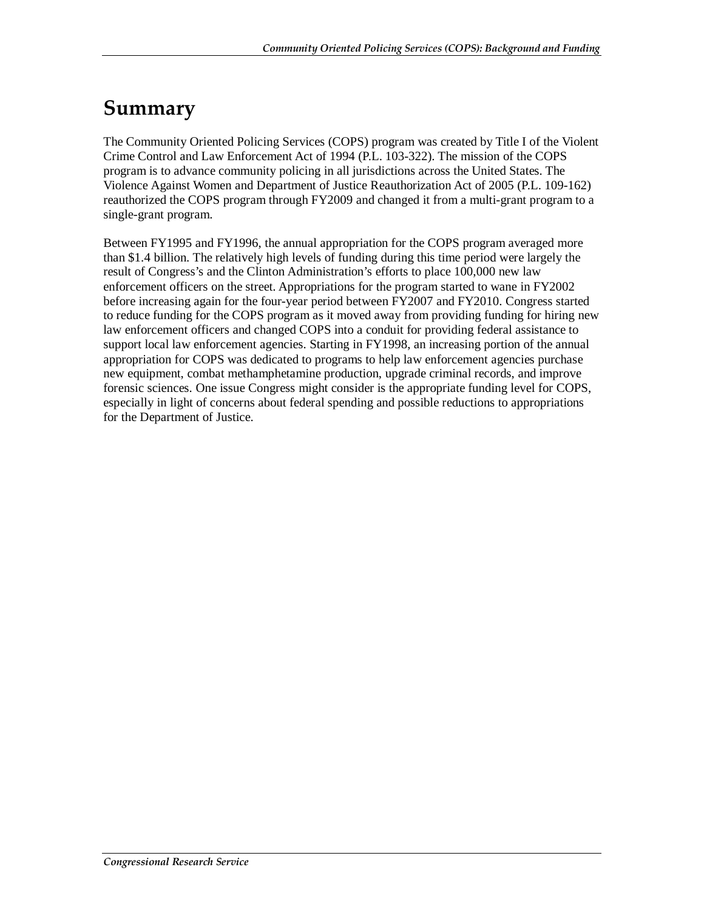# Summary

The Community Oriented Policing Services (COPS) program was created by Title I of the Violent Crime Control and Law Enforcement Act of 1994 (P.L. 103-322). The mission of the COPS program is to advance community policing in all jurisdictions across the United States. The Violence Against Women and Department of Justice Reauthorization Act of 2005 (P.L. 109-162) reauthorized the COPS program through FY2009 and changed it from a multi-grant program to a single-grant program.

Between FY1995 and FY1996, the annual appropriation for the COPS program averaged more than $1.4 billion. The relatively high levels of funding during this time period were largely the result of Congress's and the Clinton Administration's efforts to place 100,000 new law enforcement officers on the street. Appropriations for the program started to wane in FY2002 before increasing again for the four-year period between FY2007 and FY2010. Congress started to reduce funding for the COPS program as it moved away from providing funding for hiring new law enforcement officers and changed COPS into a conduit for providing federal assistance to support local law enforcement agencies. Starting in FY1998, an increasing portion of the annual appropriation for COPS was dedicated to programs to help law enforcement agencies purchase new equipment, combat methamphetamine production, upgrade criminal records, and improve forensic sciences. One issue Congress might consider is the appropriate funding level for COPS, especially in light of concerns about federal spending and possible reductions to appropriations for the Department of Justice.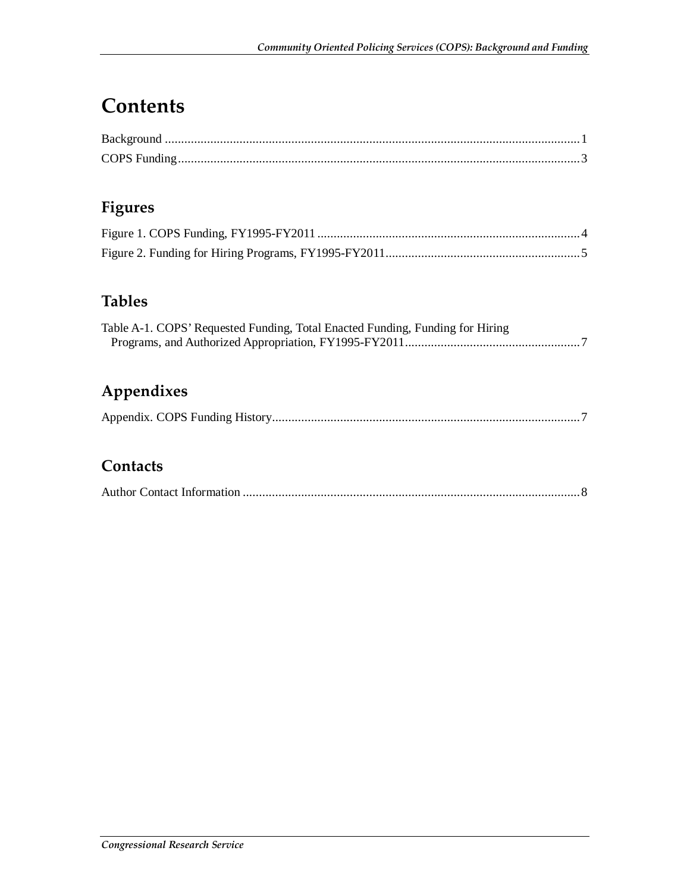# Contents

Background ....................................................................................................................................1
COPS Funding................................................................................................................................3

## Figures

Figure 1. COPS Funding, FY1995-FY2011 ....................................................................................4
Figure 2. Funding for Hiring Programs, FY1995-FY2011............................................................5

## Tables

Table A-1. COPS' Requested Funding, Total Enacted Funding, Funding for Hiring Programs, and Authorized Appropriation, FY1995-FY2011......................................................7

## Appendixes

Appendix. COPS Funding History...............................................................................................7

## Contacts

Author Contact Information ........................................................................................................8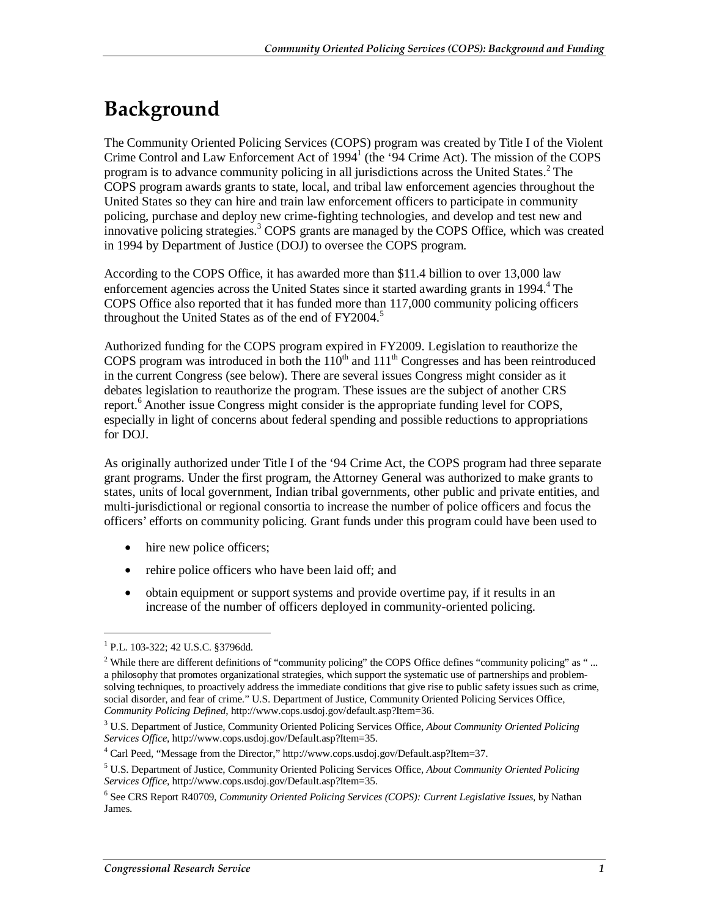# Background

The Community Oriented Policing Services (COPS) program was created by Title I of the Violent Crime Control and Law Enforcement Act of 1994[1] (the '94 Crime Act). The mission of the COPS program is to advance community policing in all jurisdictions across the United States.[2] The COPS program awards grants to state, local, and tribal law enforcement agencies throughout the United States so they can hire and train law enforcement officers to participate in community policing, purchase and deploy new crime-fighting technologies, and develop and test new and innovative policing strategies.[3] COPS grants are managed by the COPS Office, which was created in 1994 by Department of Justice (DOJ) to oversee the COPS program.

According to the COPS Office, it has awarded more than $11.4 billion to over 13,000 law enforcement agencies across the United States since it started awarding grants in 1994.[4] The COPS Office also reported that it has funded more than 117,000 community policing officers throughout the United States as of the end of FY2004.[5]

Authorized funding for the COPS program expired in FY2009. Legislation to reauthorize the COPS program was introduced in both the 110th and 111th Congresses and has been reintroduced in the current Congress (see below). There are several issues Congress might consider as it debates legislation to reauthorize the program. These issues are the subject of another CRS report.[6] Another issue Congress might consider is the appropriate funding level for COPS, especially in light of concerns about federal spending and possible reductions to appropriations for DOJ.

As originally authorized under Title I of the '94 Crime Act, the COPS program had three separate grant programs. Under the first program, the Attorney General was authorized to make grants to states, units of local government, Indian tribal governments, other public and private entities, and multi-jurisdictional or regional consortia to increase the number of police officers and focus the officers' efforts on community policing. Grant funds under this program could have been used to

- hire new police officers;
- rehire police officers who have been laid off; and
- obtain equipment or support systems and provide overtime pay, if it results in an increase of the number of officers deployed in community-oriented policing.

---

[1] P.L. 103-322; 42 U.S.C. §3796dd.

[2] While there are different definitions of "community policing" the COPS Office defines "community policing" as " ... a philosophy that promotes organizational strategies, which support the systematic use of partnerships and problem-solving techniques, to proactively address the immediate conditions that give rise to public safety issues such as crime, social disorder, and fear of crime." U.S. Department of Justice, Community Oriented Policing Services Office, *Community Policing Defined*, http://www.cops.usdoj.gov/default.asp?Item=36.

[3] U.S. Department of Justice, Community Oriented Policing Services Office, *About Community Oriented Policing Services Office*, http://www.cops.usdoj.gov/Default.asp?Item=35.

[4] Carl Peed, "Message from the Director," http://www.cops.usdoj.gov/Default.asp?Item=37.

[5] U.S. Department of Justice, Community Oriented Policing Services Office, *About Community Oriented Policing Services Office*, http://www.cops.usdoj.gov/Default.asp?Item=35.

[6] See CRS Report R40709, *Community Oriented Policing Services (COPS): Current Legislative Issues*, by Nathan James.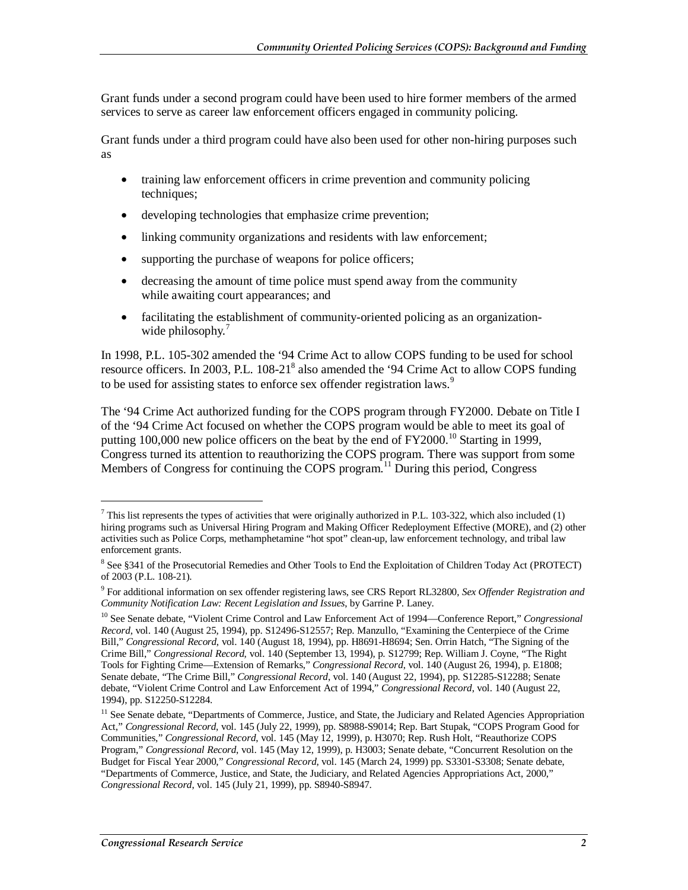Grant funds under a second program could have been used to hire former members of the armed services to serve as career law enforcement officers engaged in community policing.

Grant funds under a third program could have also been used for other non-hiring purposes such as

- training law enforcement officers in crime prevention and community policing techniques;
- developing technologies that emphasize crime prevention;
- linking community organizations and residents with law enforcement;
- supporting the purchase of weapons for police officers;
- decreasing the amount of time police must spend away from the community while awaiting court appearances; and
- facilitating the establishment of community-oriented policing as an organization-wide philosophy.[7]

In 1998, P.L. 105-302 amended the '94 Crime Act to allow COPS funding to be used for school resource officers. In 2003, P.L. 108-21[8] also amended the '94 Crime Act to allow COPS funding to be used for assisting states to enforce sex offender registration laws.[9]

The '94 Crime Act authorized funding for the COPS program through FY2000. Debate on Title I of the '94 Crime Act focused on whether the COPS program would be able to meet its goal of putting 100,000 new police officers on the beat by the end of FY2000.[10] Starting in 1999, Congress turned its attention to reauthorizing the COPS program. There was support from some Members of Congress for continuing the COPS program.[11] During this period, Congress

---

[7] This list represents the types of activities that were originally authorized in P.L. 103-322, which also included (1) hiring programs such as Universal Hiring Program and Making Officer Redeployment Effective (MORE), and (2) other activities such as Police Corps, methamphetamine "hot spot" clean-up, law enforcement technology, and tribal law enforcement grants.

[8] See §341 of the Prosecutorial Remedies and Other Tools to End the Exploitation of Children Today Act (PROTECT) of 2003 (P.L. 108-21).

[9] For additional information on sex offender registering laws, see CRS Report RL32800, *Sex Offender Registration and Community Notification Law: Recent Legislation and Issues*, by Garrine P. Laney.

[10] See Senate debate, "Violent Crime Control and Law Enforcement Act of 1994—Conference Report," *Congressional Record*, vol. 140 (August 25, 1994), pp. S12496-S12557; Rep. Manzullo, "Examining the Centerpiece of the Crime Bill," *Congressional Record*, vol. 140 (August 18, 1994), pp. H8691-H8694; Sen. Orrin Hatch, "The Signing of the Crime Bill," *Congressional Record*, vol. 140 (September 13, 1994), p. S12799; Rep. William J. Coyne, "The Right Tools for Fighting Crime—Extension of Remarks," *Congressional Record*, vol. 140 (August 26, 1994), p. E1808; Senate debate, "The Crime Bill," *Congressional Record*, vol. 140 (August 22, 1994), pp. S12285-S12288; Senate debate, "Violent Crime Control and Law Enforcement Act of 1994," *Congressional Record*, vol. 140 (August 22, 1994), pp. S12250-S12284.

[11] See Senate debate, "Departments of Commerce, Justice, and State, the Judiciary and Related Agencies Appropriation Act," *Congressional Record*, vol. 145 (July 22, 1999), pp. S8988-S9014; Rep. Bart Stupak, "COPS Program Good for Communities," *Congressional Record*, vol. 145 (May 12, 1999), p. H3070; Rep. Rush Holt, "Reauthorize COPS Program," *Congressional Record*, vol. 145 (May 12, 1999), p. H3003; Senate debate, "Concurrent Resolution on the Budget for Fiscal Year 2000," *Congressional Record*, vol. 145 (March 24, 1999) pp. S3301-S3308; Senate debate, "Departments of Commerce, Justice, and State, the Judiciary, and Related Agencies Appropriations Act, 2000," *Congressional Record*, vol. 145 (July 21, 1999), pp. S8940-S8947.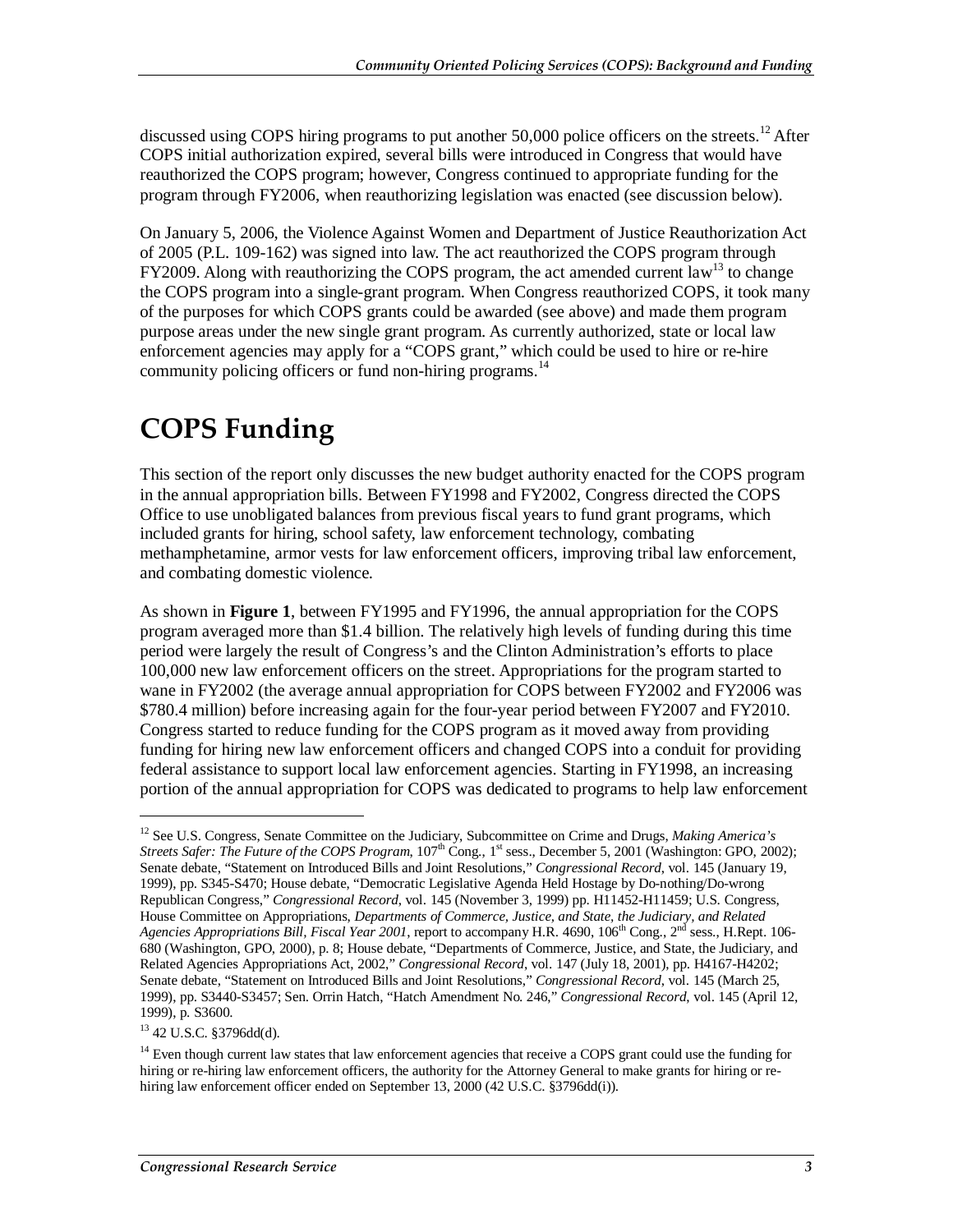discussed using COPS hiring programs to put another 50,000 police officers on the streets.[12] After COPS initial authorization expired, several bills were introduced in Congress that would have reauthorized the COPS program; however, Congress continued to appropriate funding for the program through FY2006, when reauthorizing legislation was enacted (see discussion below).

On January 5, 2006, the Violence Against Women and Department of Justice Reauthorization Act of 2005 (P.L. 109-162) was signed into law. The act reauthorized the COPS program through FY2009. Along with reauthorizing the COPS program, the act amended current law[13] to change the COPS program into a single-grant program. When Congress reauthorized COPS, it took many of the purposes for which COPS grants could be awarded (see above) and made them program purpose areas under the new single grant program. As currently authorized, state or local law enforcement agencies may apply for a "COPS grant," which could be used to hire or re-hire community policing officers or fund non-hiring programs.[14]

# COPS Funding

This section of the report only discusses the new budget authority enacted for the COPS program in the annual appropriation bills. Between FY1998 and FY2002, Congress directed the COPS Office to use unobligated balances from previous fiscal years to fund grant programs, which included grants for hiring, school safety, law enforcement technology, combating methamphetamine, armor vests for law enforcement officers, improving tribal law enforcement, and combating domestic violence.

As shown in **Figure 1**, between FY1995 and FY1996, the annual appropriation for the COPS program averaged more than $1.4 billion. The relatively high levels of funding during this time period were largely the result of Congress's and the Clinton Administration's efforts to place 100,000 new law enforcement officers on the street. Appropriations for the program started to wane in FY2002 (the average annual appropriation for COPS between FY2002 and FY2006 was $780.4 million) before increasing again for the four-year period between FY2007 and FY2010. Congress started to reduce funding for the COPS program as it moved away from providing funding for hiring new law enforcement officers and changed COPS into a conduit for providing federal assistance to support local law enforcement agencies. Starting in FY1998, an increasing portion of the annual appropriation for COPS was dedicated to programs to help law enforcement

---

[12] See U.S. Congress, Senate Committee on the Judiciary, Subcommittee on Crime and Drugs, *Making America's Streets Safer: The Future of the COPS Program*, 107th Cong., 1st sess., December 5, 2001 (Washington: GPO, 2002); Senate debate, "Statement on Introduced Bills and Joint Resolutions," *Congressional Record*, vol. 145 (January 19, 1999), pp. S345-S470; House debate, "Democratic Legislative Agenda Held Hostage by Do-nothing/Do-wrong Republican Congress," *Congressional Record*, vol. 145 (November 3, 1999) pp. H11452-H11459; U.S. Congress, House Committee on Appropriations, *Departments of Commerce, Justice, and State, the Judiciary, and Related Agencies Appropriations Bill, Fiscal Year 2001*, report to accompany H.R. 4690, 106th Cong., 2nd sess., H.Rept. 106-680 (Washington, GPO, 2000), p. 8; House debate, "Departments of Commerce, Justice, and State, the Judiciary, and Related Agencies Appropriations Act, 2002," *Congressional Record*, vol. 147 (July 18, 2001), pp. H4167-H4202; Senate debate, "Statement on Introduced Bills and Joint Resolutions," *Congressional Record*, vol. 145 (March 25, 1999), pp. S3440-S3457; Sen. Orrin Hatch, "Hatch Amendment No. 246," *Congressional Record*, vol. 145 (April 12, 1999), p. S3600.

[13] 42 U.S.C. §3796dd(d).

[14] Even though current law states that law enforcement agencies that receive a COPS grant could use the funding for hiring or re-hiring law enforcement officers, the authority for the Attorney General to make grants for hiring or re-hiring law enforcement officer ended on September 13, 2000 (42 U.S.C. §3796dd(i)).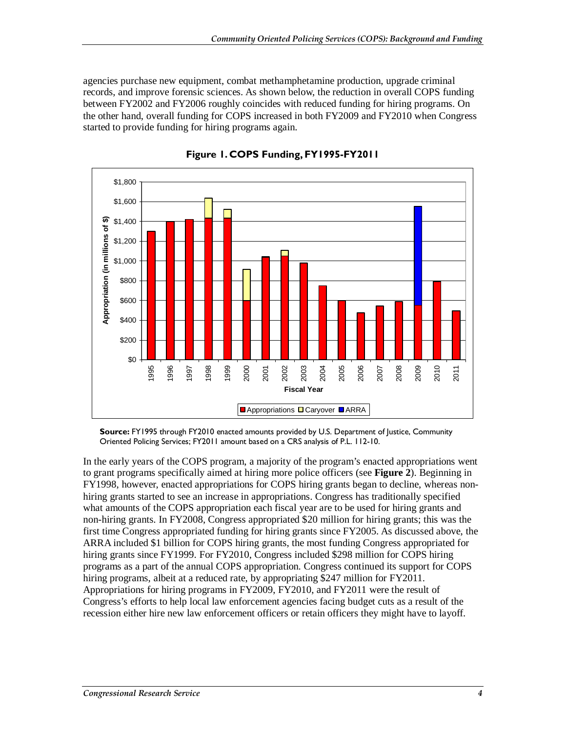agencies purchase new equipment, combat methamphetamine production, upgrade criminal records, and improve forensic sciences. As shown below, the reduction in overall COPS funding between FY2002 and FY2006 roughly coincides with reduced funding for hiring programs. On the other hand, overall funding for COPS increased in both FY2009 and FY2010 when Congress started to provide funding for hiring programs again.

**Figure 1. COPS Funding, FY1995-FY2011**

**Source:** FY1995 through FY2010 enacted amounts provided by U.S. Department of Justice, Community Oriented Policing Services; FY2011 amount based on a CRS analysis of P.L. 112-10.

In the early years of the COPS program, a majority of the program's enacted appropriations went to grant programs specifically aimed at hiring more police officers (see **Figure 2**). Beginning in FY1998, however, enacted appropriations for COPS hiring grants began to decline, whereas non-hiring grants started to see an increase in appropriations. Congress has traditionally specified what amounts of the COPS appropriation each fiscal year are to be used for hiring grants and non-hiring grants. In FY2008, Congress appropriated $20 million for hiring grants; this was the first time Congress appropriated funding for hiring grants since FY2005. As discussed above, the ARRA included $1 billion for COPS hiring grants, the most funding Congress appropriated for hiring grants since FY1999. For FY2010, Congress included $298 million for COPS hiring programs as a part of the annual COPS appropriation. Congress continued its support for COPS hiring programs, albeit at a reduced rate, by appropriating $247 million for FY2011. Appropriations for hiring programs in FY2009, FY2010, and FY2011 were the result of Congress's efforts to help local law enforcement agencies facing budget cuts as a result of the recession either hire new law enforcement officers or retain officers they might have to layoff.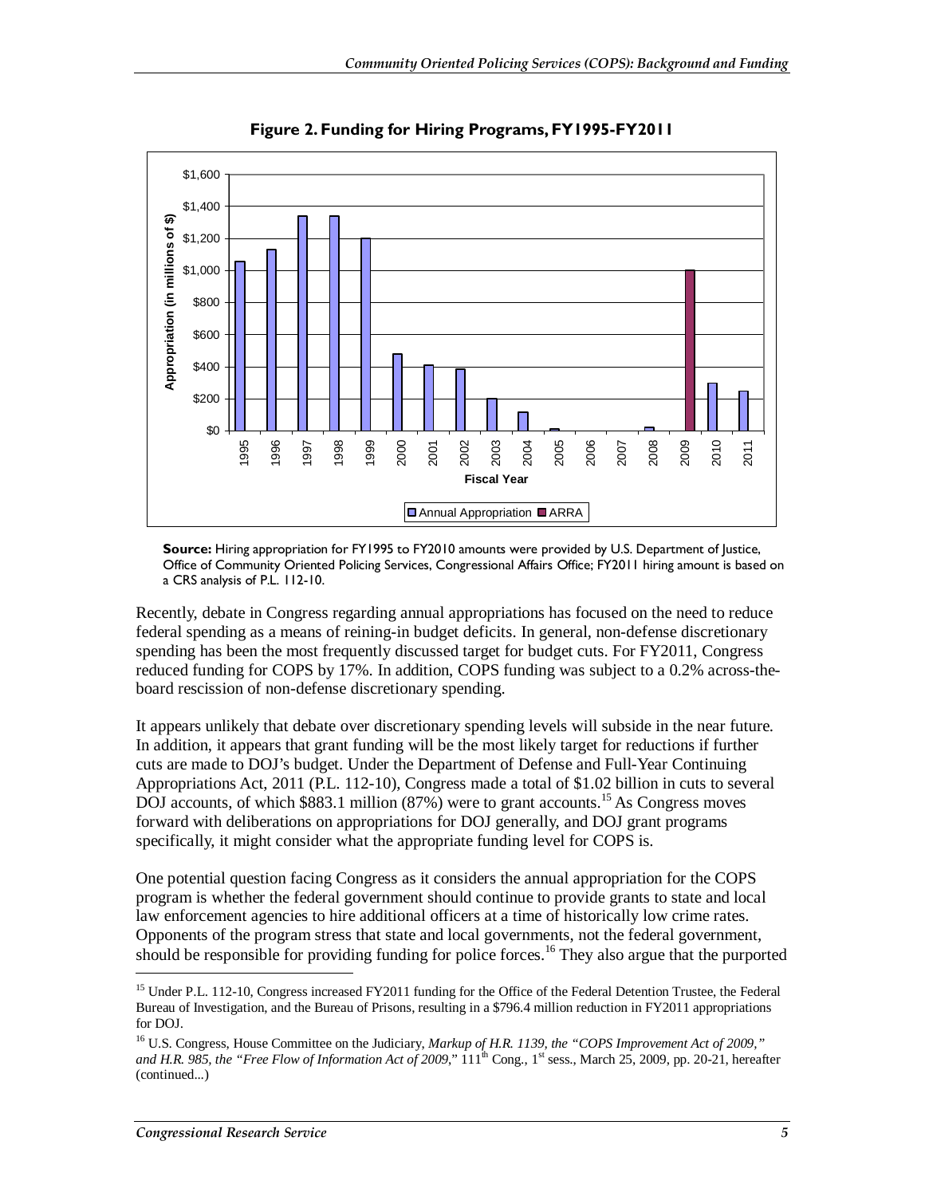**Figure 2. Funding for Hiring Programs, FY1995-FY2011**

**Source:** Hiring appropriation for FY1995 to FY2010 amounts were provided by U.S. Department of Justice, Office of Community Oriented Policing Services, Congressional Affairs Office; FY2011 hiring amount is based on a CRS analysis of P.L. 112-10.

Recently, debate in Congress regarding annual appropriations has focused on the need to reduce federal spending as a means of reining-in budget deficits. In general, non-defense discretionary spending has been the most frequently discussed target for budget cuts. For FY2011, Congress reduced funding for COPS by 17%. In addition, COPS funding was subject to a 0.2% across-the-board rescission of non-defense discretionary spending.

It appears unlikely that debate over discretionary spending levels will subside in the near future. In addition, it appears that grant funding will be the most likely target for reductions if further cuts are made to DOJ's budget. Under the Department of Defense and Full-Year Continuing Appropriations Act, 2011 (P.L. 112-10), Congress made a total of $1.02 billion in cuts to several DOJ accounts, of which $883.1 million (87%) were to grant accounts.[15] As Congress moves forward with deliberations on appropriations for DOJ generally, and DOJ grant programs specifically, it might consider what the appropriate funding level for COPS is.

One potential question facing Congress as it considers the annual appropriation for the COPS program is whether the federal government should continue to provide grants to state and local law enforcement agencies to hire additional officers at a time of historically low crime rates. Opponents of the program stress that state and local governments, not the federal government, should be responsible for providing funding for police forces.[16] They also argue that the purported

---

[15] Under P.L. 112-10, Congress increased FY2011 funding for the Office of the Federal Detention Trustee, the Federal Bureau of Investigation, and the Bureau of Prisons, resulting in a $796.4 million reduction in FY2011 appropriations for DOJ.

[16] U.S. Congress, House Committee on the Judiciary, *Markup of H.R. 1139, the "COPS Improvement Act of 2009," and H.R. 985, the "Free Flow of Information Act of 2009,"* 111th Cong., 1st sess., March 25, 2009, pp. 20-21, hereafter (continued...)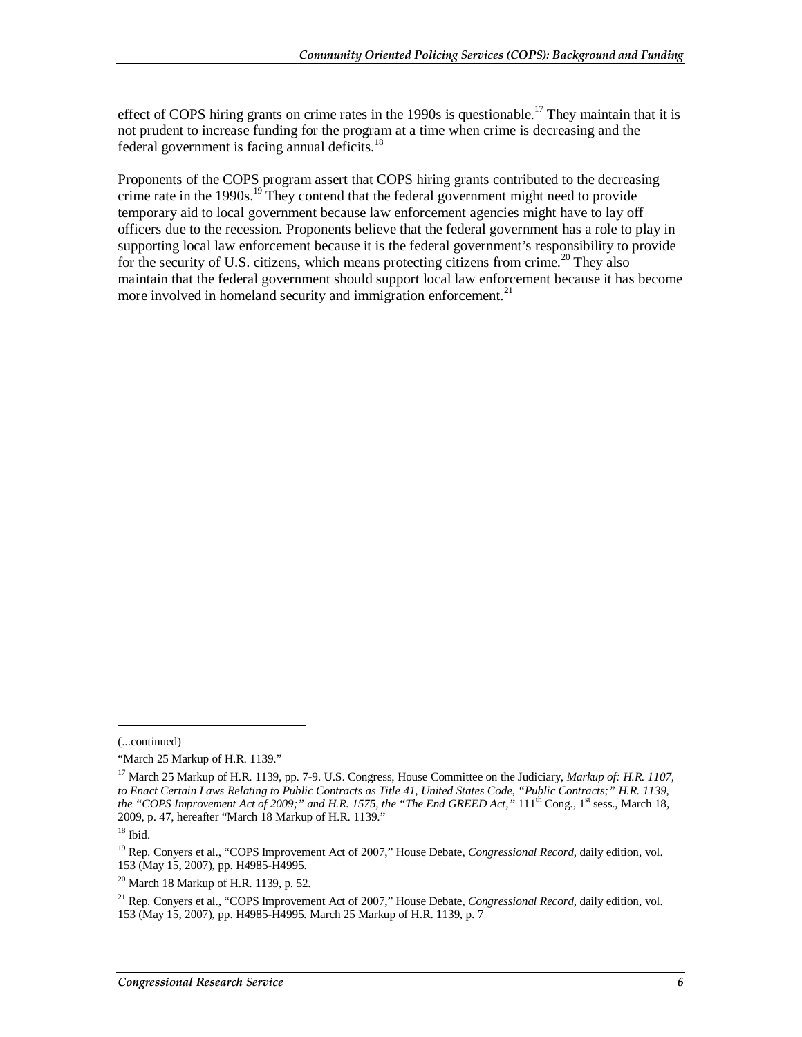effect of COPS hiring grants on crime rates in the 1990s is questionable.[17] They maintain that it is not prudent to increase funding for the program at a time when crime is decreasing and the federal government is facing annual deficits.[18]

Proponents of the COPS program assert that COPS hiring grants contributed to the decreasing crime rate in the 1990s.[19] They contend that the federal government might need to provide temporary aid to local government because law enforcement agencies might have to lay off officers due to the recession. Proponents believe that the federal government has a role to play in supporting local law enforcement because it is the federal government's responsibility to provide for the security of U.S. citizens, which means protecting citizens from crime.[20] They also maintain that the federal government should support local law enforcement because it has become more involved in homeland security and immigration enforcement.[21]

---

(...continued)

"March 25 Markup of H.R. 1139."

[17] March 25 Markup of H.R. 1139, pp. 7-9. U.S. Congress, House Committee on the Judiciary, *Markup of: H.R. 1107, to Enact Certain Laws Relating to Public Contracts as Title 41, United States Code, "Public Contracts;" H.R. 1139, the "COPS Improvement Act of 2009;" and H.R. 1575, the "The End GREED Act,"* 111th Cong., 1st sess., March 18, 2009, p. 47, hereafter "March 18 Markup of H.R. 1139."

[18] Ibid.

[19] Rep. Conyers et al., "COPS Improvement Act of 2007," House Debate, *Congressional Record*, daily edition, vol. 153 (May 15, 2007), pp. H4985-H4995.

[20] March 18 Markup of H.R. 1139, p. 52.

[21] Rep. Conyers et al., "COPS Improvement Act of 2007," House Debate, *Congressional Record*, daily edition, vol. 153 (May 15, 2007), pp. H4985-H4995. March 25 Markup of H.R. 1139, p. 7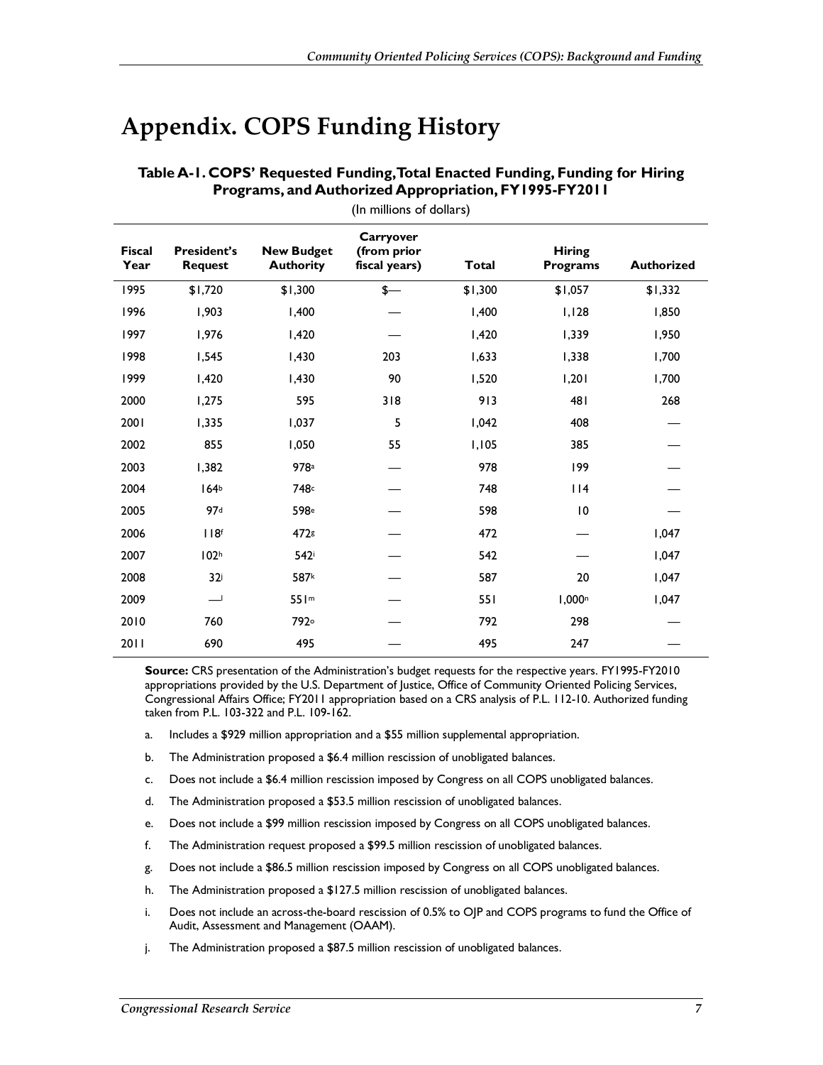# Appendix. COPS Funding History

**Table A-1. COPS' Requested Funding, Total Enacted Funding, Funding for Hiring Programs, and Authorized Appropriation, FY1995-FY2011**

(In millions of dollars)

| Fiscal Year | President's Request | New Budget Authority | Carryover (from prior fiscal years) | Total | Hiring Programs | Authorized |
|---|---|---|---|---|---|---|
| 1995 | $1,720 | $1,300 | $— | $1,300 | $1,057 | $1,332 |
| 1996 | 1,903 | 1,400 | — | 1,400 | 1,128 | 1,850 |
| 1997 | 1,976 | 1,420 | — | 1,420 | 1,339 | 1,950 |
| 1998 | 1,545 | 1,430 | 203 | 1,633 | 1,338 | 1,700 |
| 1999 | 1,420 | 1,430 | 90 | 1,520 | 1,201 | 1,700 |
| 2000 | 1,275 | 595 | 318 | 913 | 481 | 268 |
| 2001 | 1,335 | 1,037 | 5 | 1,042 | 408 | — |
| 2002 | 855 | 1,050 | 55 | 1,105 | 385 | — |
| 2003 | 1,382 | 978[a] | — | 978 | 199 | — |
| 2004 | 164[b] | 748[c] | — | 748 | 114 | — |
| 2005 | 97[d] | 598[e] | — | 598 | 10 | — |
| 2006 | 118[f] | 472[g] | — | 472 | — | 1,047 |
| 2007 | 102[h] | 542[i] | — | 542 | — | 1,047 |
| 2008 | 32[j] | 587[k] | — | 587 | 20 | 1,047 |
| 2009 | —[l] | 551[m] | — | 551 | 1,000[n] | 1,047 |
| 2010 | 760 | 792[o] | — | 792 | 298 | — |
| 2011 | 690 | 495 | — | 495 | 247 | — |

**Source:** CRS presentation of the Administration's budget requests for the respective years. FY1995-FY2010 appropriations provided by the U.S. Department of Justice, Office of Community Oriented Policing Services, Congressional Affairs Office; FY2011 appropriation based on a CRS analysis of P.L. 112-10. Authorized funding taken from P.L. 103-322 and P.L. 109-162.

a. Includes a $929 million appropriation and a $55 million supplemental appropriation.

b. The Administration proposed a $6.4 million rescission of unobligated balances.

c. Does not include a $6.4 million rescission imposed by Congress on all COPS unobligated balances.

d. The Administration proposed a $53.5 million rescission of unobligated balances.

e. Does not include a $99 million rescission imposed by Congress on all COPS unobligated balances.

f. The Administration request proposed a $99.5 million rescission of unobligated balances.

g. Does not include a $86.5 million rescission imposed by Congress on all COPS unobligated balances.

h. The Administration proposed a $127.5 million rescission of unobligated balances.

i. Does not include an across-the-board rescission of 0.5% to OJP and COPS programs to fund the Office of Audit, Assessment and Management (OAAM).

j. The Administration proposed a $87.5 million rescission of unobligated balances.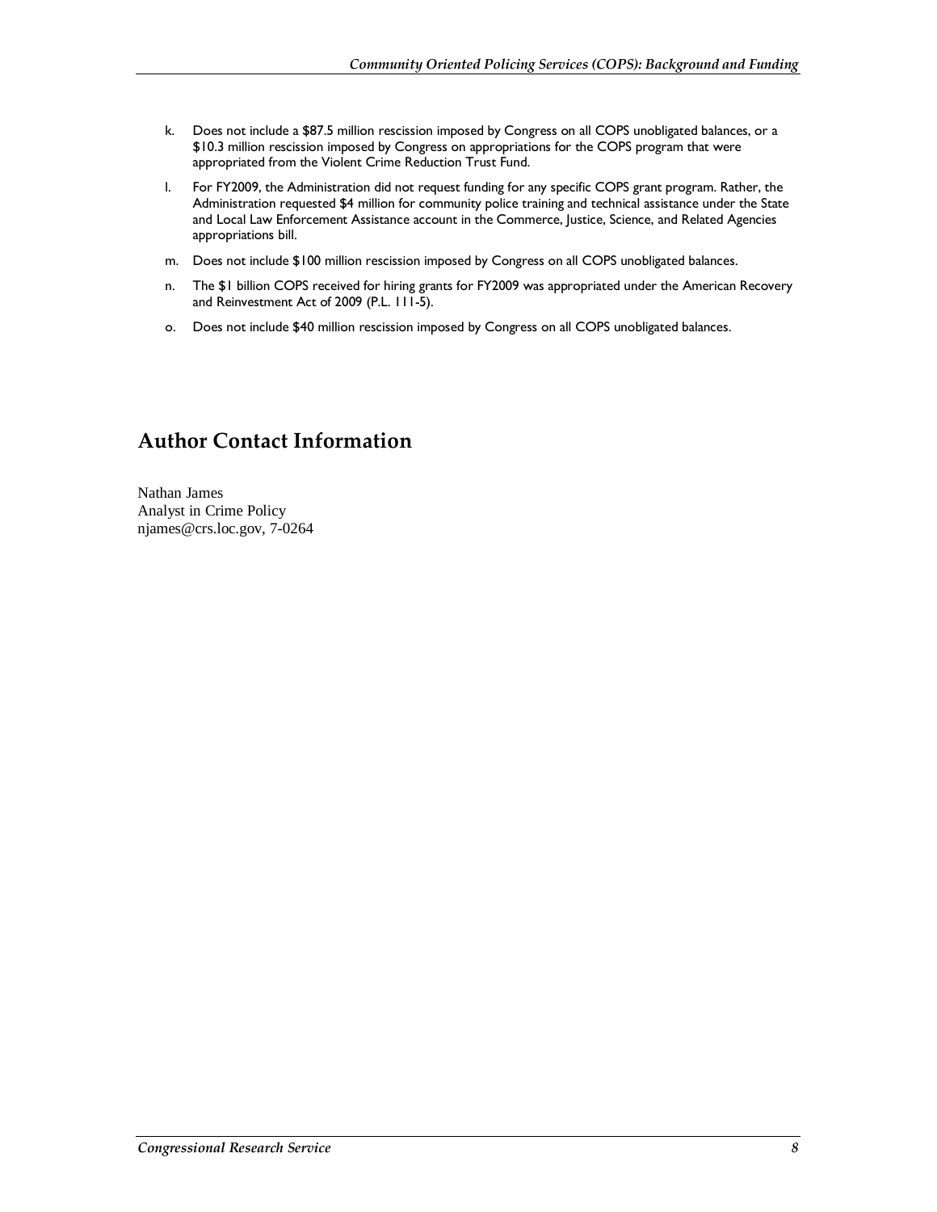k. Does not include a $87.5 million rescission imposed by Congress on all COPS unobligated balances, or a $10.3 million rescission imposed by Congress on appropriations for the COPS program that were appropriated from the Violent Crime Reduction Trust Fund.

l. For FY2009, the Administration did not request funding for any specific COPS grant program. Rather, the Administration requested $4 million for community police training and technical assistance under the State and Local Law Enforcement Assistance account in the Commerce, Justice, Science, and Related Agencies appropriations bill.

m. Does not include $100 million rescission imposed by Congress on all COPS unobligated balances.

n. The $1 billion COPS received for hiring grants for FY2009 was appropriated under the American Recovery and Reinvestment Act of 2009 (P.L. 111-5).

o. Does not include $40 million rescission imposed by Congress on all COPS unobligated balances.

## Author Contact Information

Nathan James
Analyst in Crime Policy
njames@crs.loc.gov, 7-0264